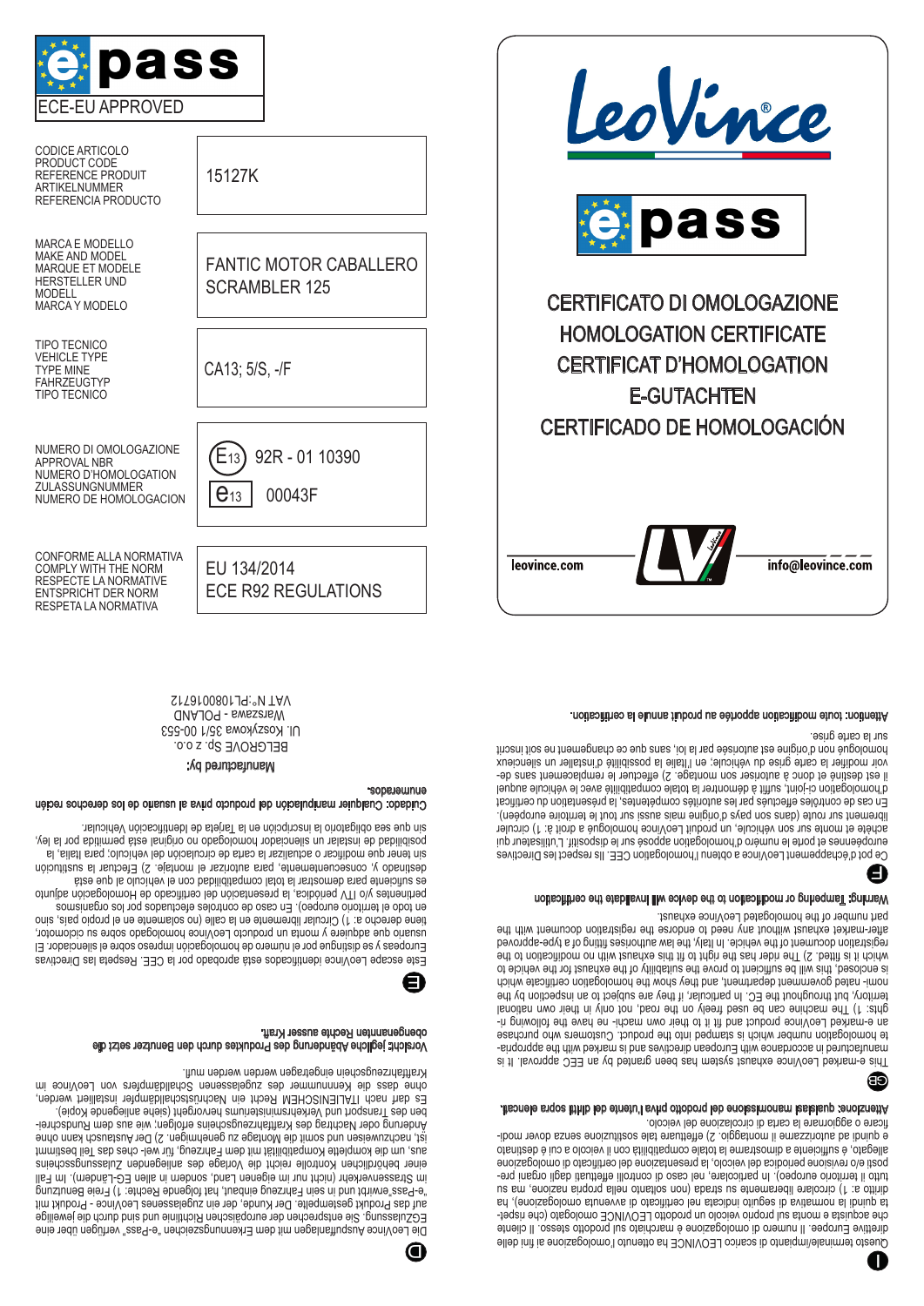# e-pass

ECE-EU APPROVED

| | |
|---|---|
| CODICE ARTICOLO<br>PRODUCT CODE<br>REFERENCE PRODUIT<br>ARTIKELNUMMER<br>REFERENCIA PRODUCTO | 15127K |
| MARCA E MODELLO<br>MAKE AND MODEL<br>MARQUE ET MODELE<br>HERSTELLER UND MODELL<br>MARCA Y MODELO | FANTIC MOTOR CABALLERO SCRAMBLER 125 |
| TIPO TECNICO<br>VEHICLE TYPE<br>TYPE MINE<br>FAHRZEUGTYP<br>TIPO TECNICO | CA13; 5/S, -/F |
| NUMERO DI OMOLOGAZIONE<br>APPROVAL NBR<br>NUMERO D'HOMOLOGATION<br>ZULASSUNGNUMMER<br>NUMERO DE HOMOLOGACION | E13 92R - 01 10390<br>e13 00043F |
| CONFORME ALLA NORMATIVA<br>COMPLY WITH THE NORM<br>RESPECTE LA NORMATIVE<br>ENTSPRICHT DER NORM<br>RESPETA LA NORMATIVA | EU 134/2014<br>ECE R92 REGULATIONS |

# LeoVince®

# e-pass

## CERTIFICATO DI OMOLOGAZIONE
## HOMOLOGATION CERTIFICATE
## CERTIFICAT D'HOMOLOGATION
## E-GUTACHTEN
## CERTIFICADO DE HOMOLOGACIÓN

leovince.com — info@leovince.com

**I**

Questo terminale/impianto di scarico LEOVINCE ha ottenuto l'omologazione ai fini delle direttive Europee. Il numero di omologazione è marchiato sul prodotto stesso. Il cliente che acquista e monta sul proprio veicolo un prodotto LEOVINCE omologato (che rispetta quindi la normativa di seguito indicata nel certificato di avvenuta omologazione) ha diritto a: 1) circolare liberamente su strada (non soltanto nella propria nazione, ma su tutto il territorio europeo). In particolare, in caso di verifiche effettuate dagli organi preposti e/o revisione periodica del veicolo, la presentazione del certificato di omologazione allegato, è sufficiente a dimostrare la totale compatibilità con il veicolo a cui è destinato e quindi ad autorizzarne il montaggio. 2) effettuare tale sostituzione senza dover modificare o aggiornare la carta di circolazione del veicolo.

**Attenzione: qualsiasi manomissione del prodotto priva l'utente del diritti sopra elencati.**

**GB**

This e-marked LeoVince exhaust system has been granted by an EEC approval. It is manufactured in accordance with the European directives and is marked with the appropriate homologation number which is stamped into the product. Customers who purchase an e-marked LeoVince product and fit it to their own machine we have the following rights: 1) The machine can be used freely on the road, not only in their own national territory, but throughout the EC. In particular, if they are subject to an inspection by the nominated government department, and they show the homologation certificate which is enclosed, this will be sufficient to prove the suitability of the exhaust for the vehicle to which it is fitted. 2) The rider has the right to fit this exhaust with no modification to the registration document of the vehicle. In Italy, the law authorises fitting of a type-approved after-market exhaust without any need to endorse the registration document with the part number of the homologated LeoVince exhaust.

**Warning: Tampering or modification to the device will invalidate the certification**

**F**

Ce pot d'échappement LeoVince a obtenu l'homologation CEE. Ils respect les Directives européennes et porte le numéro d'homologation apposé sur le dispositif. L'utilisateur qui achète et monte sur son véhicule, un produit LeoVince homologué a droit à: 1) circuler librement sur route (dans son pays d'origine mais aussi sur tout le territoire européen). En cas de contrôles effectués par les autorités compétentes, la présentation du certificat d'homologation ci-joint, suffit à démontrer la totale compatibilité avec le véhicule auquel il est destiné et donc à autoriser son montage. 2) effectuer le remplacement sans devoir modifier la carte grise du véhicule; en l'Italie la loi donne la possibilité d'installer un silencieux homologué non d'origine est autorisée par la loi, sans que ce changement ne soit inscrit sur la carte grise.

**Attention: toute modification apportée au produit annule la certification.**

**D**

Die LeoVince Auspuffanlagen mit dem Erkennungszeichen "e-Pass" verfügen über eine EG-Zulassung. Sie entsprechen der europäischen Richtlinie und sind durch die jeweilige auf das Produkt gestempelte. Der Kunde, der ein zugelassenes LeoVince - Produkt mit "e-Pass" erwirbt und in sein Fahrzeug einbaut, hat folgende Rechte: 1) Freie Benutzung im Strassenverkehr (nicht nur im eigenen Land, sondern in allen EG-Ländern). Im Fall einer behördlichen Kontrolle reicht die Vorlage des anliegenden Zulassungsscheines aus, um die komplette Kompatibilität mit dem Fahrzeug, für welches das Teil bestimmt ist, nachzuweisen und somit die Montage zu genehmigen. 2) Der Austausch kann ohne Änderung oder Nachtrag des Kraftfahrzeugscheins erfolgen; wie aus dem Rundschreiben des Transport und Verkehrsministeriums hervorgeht (siehe anliegende Kopie). Es darf nach ITALIENISCHEM Recht ein Nachrüstschalldämpfer installiert werden, ohne dass die Kennnummer des zugelassenen Schalldämpfers von LeoVince im Kraftfahrzeugschein eingetragen werden muß.

**Vorsicht: jegliche Abänderung des Produktes durch den Benutzer setzt die obengenannten Rechte ausser Kraft.**

**E**

Este escape LeoVince identificado está aprobado por la CEE. Respeta las Directivas Europeas y se distingue por el número de homologación impreso sobre el silenciador. El usuario que adquiere y monta un producto LeoVince homologado sobre su ciclomotor, tiene derecho a: 1) Circular libremente en la calle (no solamente en el propio país, sino en todo el territorio europeo). En caso de controles efectuados por los organismos pertinentes y/o ITV periódica, la presentación del certificado de Homologación adjunto es suficiente para demostrar la total compatibilidad con el vehículo al que esta destinado y, consecuentemente, para autorizar el montaje. 2) Efectuar la sustitución sin tener que modificar o actualizar la carta de circulación del vehículo; para Italia, la posibilidad de instalar un silenciador homologado no original está permitida por la ley, sin que sea obligatorio la inscripción en la Tarjeta de identificación vehicular.

**Cuidado: Cualquier manipulación del producto priva al usuario de los derechos recién enumerados.**

**Manufactured by:**

BELGROVE Sp. z o.o.
Ul. Koszykowa 35/1 00-553
Warszawa - POLAND
VAT N°:PL1080016712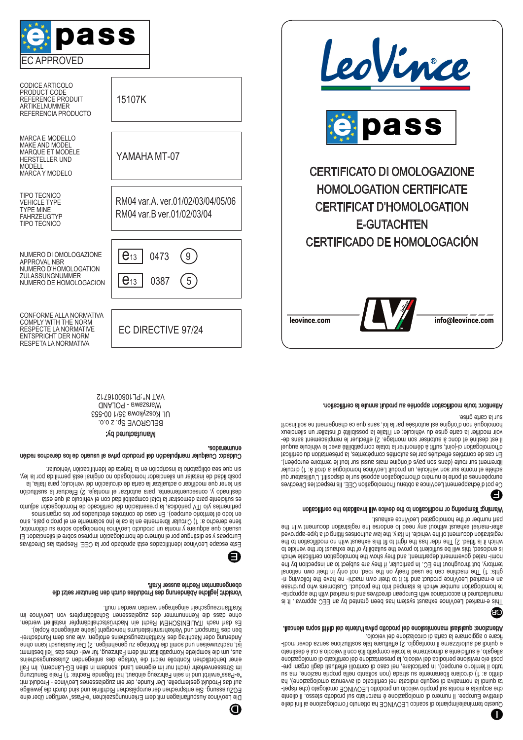# e-pass

EC APPROVED

| | |
|---|---|
| CODICE ARTICOLO<br>PRODUCT CODE<br>REFERENCE PRODUIT<br>ARTIKELNUMMER<br>REFERENCIA PRODUCTO | 15107K |
| MARCA E MODELLO<br>MAKE AND MODEL<br>MARQUE ET MODELE<br>HERSTELLER UND MODELL<br>MARCA Y MODELO | YAMAHA MT-07 |
| TIPO TECNICO<br>VEHICLE TYPE<br>TYPE MINE<br>FAHRZEUGTYP<br>TIPO TECNICO | RM04 var.A. ver.01/02/03/04/05/06<br>RM04 var.B ver.01/02/03/04 |
| NUMERO DI OMOLOGAZIONE<br>APPROVAL NBR<br>NUMERO D'HOMOLOGATION<br>ZULASSUNGNUMMER<br>NUMERO DE HOMOLOGACION | e13 0473 (9)<br>e13 0387 (5) |
| CONFORME ALLA NORMATIVA<br>COMPLY WITH THE NORM<br>RESPECTE LA NORMATIVE<br>ENTSPRICHT DER NORM<br>RESPETA LA NORMATIVA | EC DIRECTIVE 97/24 |

# LeoVince®

# e-pass

## CERTIFICATO DI OMOLOGAZIONE
## HOMOLOGATION CERTIFICATE
## CERTIFICAT D'HOMOLOGATION
## E-GUTACHTEN
## CERTIFICADO DE HOMOLOGACIÓN

leovince.com — LV — info@leovince.com

**I**

Questo terminale/impianto di scarico LEOVINCE ha ottenuto l'omologazione ai fini delle direttive Europee. Il numero di omologazione è marchiato sul prodotto stesso. Il cliente che acquista e monta sul proprio veicolo un prodotto LEOVINCE omologato (che rispetta la normativa in seguito indicata nel certificato di avvenuta omologazione) ha diritto a: 1) circolare liberamente su strada (non soltanto nella propria nazione, ma su tutto il territorio europeo). In particolare, nei casi di verifiche effettuate dagli organi preposti e/o revisione periodica del veicolo, la presentazione del certificato di omologazione allegato, è sufficiente a dimostrare la totale compatibilità con il veicolo a cui è destinato e quindi ad autorizzarne il montaggio. 2) effettuare tale sostituzione senza dover modificare o aggiornare la carta di circolazione del veicolo.

**Attenzione: qualsiasi manomissione del prodotto priva l'utente dei diritti sopra elencati.**

**GB**

This e-marked LeoVince exhaust system has been granted by an EEC approval. It is manufactured in accordance with European directives and is marked with the appropriate homologation number under which is stamped into the product. Customers who purchase an e-marked LeoVince product and fit it to their own machine we have the following rights: 1) The machine can be used freely on the road, not only in their own national territory, but throughout the EC. In particular, if they are subject to an inspection by the relevant government department, and they show the homologation certificate which is enclosed, this will be sufficient to prove the suitability of the exhaust for the vehicle to which it is fitted. 2) The rider has the right to fit this exhaust with no modification to the registration document of the vehicle. In Italy, the law authorises fitting of a type-approved after-market exhaust without any need to endorse the registration document with the part number of the homologated LeoVince exhaust.

**Warning: Tampering or modification to the device will invalidate the certification**

**F**

Ce pot d'échappement LeoVince a obtenu l'homologation CEE. Ils respect les Directives européennes et porte le numéro d'homologation apposé sur le dispositif. L'utilisateur qui achète et monte sur son véhicule, un produit LeoVince homologué a droit à : 1) circuler librement sur route (dans son pays d'origine mais aussi sur tout le territoire européen). En cas de contrôles effectués par les autorités compétentes, la présentation du certificat d'homologation ci-joint, suffit à démontrer la totale compatibilité avec le véhicule auquel il est destiné et donc à autoriser son montage. 2) effectuer le remplacement sans devoir modifier la carte grise du véhicule; en l'Italie la possibilité d'installer un silencieux homologué non d'origine est autorisée par la loi, sans que ce changement ne soit inscrit sur la carte grise.

**Attention: toute modification apportée au produit annule la certification.**

**D**

Die LeoVince Auspuffanlagen mit dem Erkennungszeichen "e-Pass" verfügen über eine EG-Zulassung. Sie entsprechen der europäischen Richtlinie und sind durch die jeweilige auf das Produkt gestempelte. Der Kunde, der ein zugelassenes LeoVince - Produkt mit "e-Pass" erwirbt und in sein Fahrzeug einbaut, hat folgende Rechte: 1) Freie Benutzung im Straßenverkehr (nicht nur im eigenen Land, sondern in allen EG-Ländern). Im Fall einer behördlichen Kontrolle reicht die Vorlage des anliegenden Zulassungsscheines aus, um die komplette Kompatibilität mit dem Fahrzeug, für welches das Teil bestimmt ist, nachzuweisen und somit die Montage zu genehmigen. 2) Der Austausch kann ohne Änderung oder Nachtrag des Kraftfahrzeugscheins erfolgen; wie aus dem Rundschreiben des Transport und Verkehrsministeriums hervorgeht (siehe anliegende Kopie). Es darf nach ITALIENISCHEM Recht ein Nachrüstschalldämpfer installiert werden, ohne dass die Kennnummer des zugelassenen Schalldämpfers von LeoVince im Kraftfahrzeugschein eingetragen werden muß.

**Vorsicht: jegliche Abänderung des Produktes durch den Benutzer setzt die obengenannten Rechte ausser Kraft.**

**E**

Este escape LeoVince identificado está aprobado por la CEE. Respeta las Directivas Europeas y se distingue por el número de homologación impreso sobre el silenciador. El usuario que adquiere y monta un producto LeoVince homologado sobre su ciclomotor, tiene derecho a: 1) Circular libremente en la calle (no solamente en el propio país sino en todo el territorio europeo). En caso de controles efectuados por los organismos pertinentes y/o ITV periódica, la presentación del certificado de Homologación adjunto es suficiente para demostrar la total compatibilidad con el vehículo al que está destinado y, consecuentemente, para autorizar el montaje. 2) Efectuar la sustitución sin tener que modificar o actualizar la carta de circulación del vehículo; para Italia, la posibilidad de instalar un silenciador homologado no original está permitida por la ley, sin que sea obligatoria la inscripción en la Tarjeta de Identificación Vehicular.

**Cuidado: Cualquier manipulación del producto priva al usuario de los derechos recién enumerados.**

**Manufactured by:**

BELGROVE Sp. z o.o.
Ul. Koszykowa 35/1 00-553
Warszawa - POLAND
VAT N°:PL1080016712